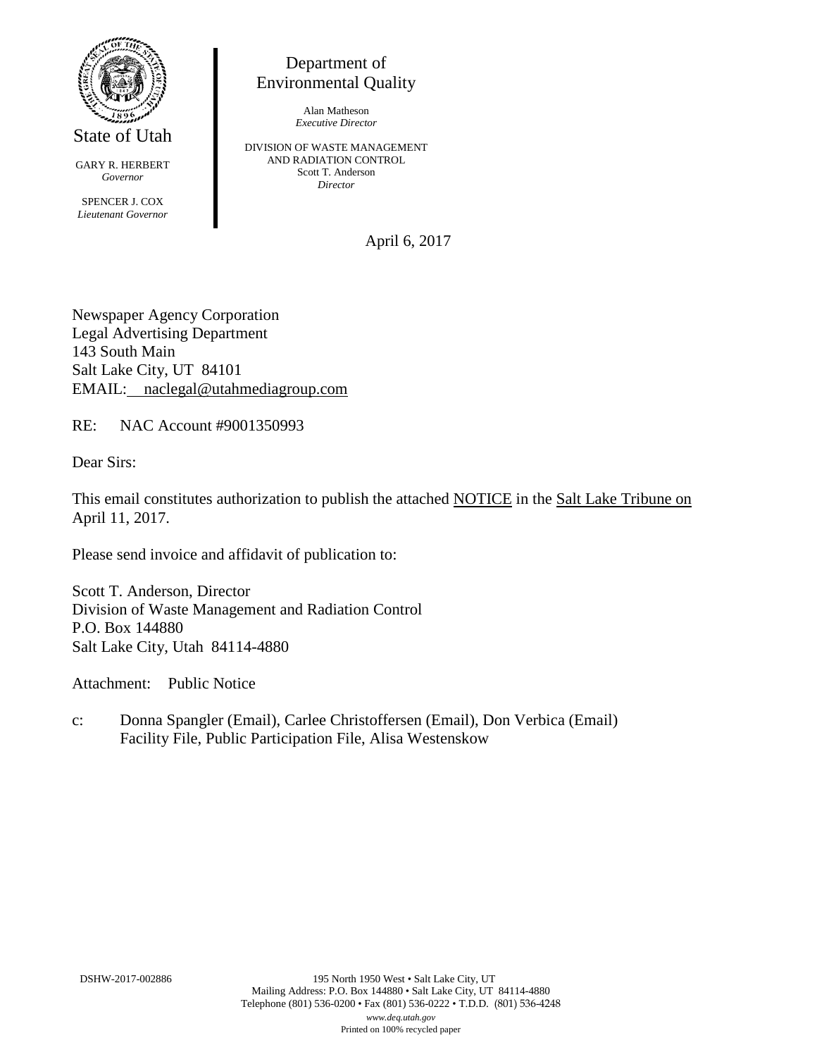State of Utah

GARY R. HERBERT
*Governor*

SPENCER J. COX
*Lieutenant Governor*

Department of
Environmental Quality

Alan Matheson
*Executive Director*

DIVISION OF WASTE MANAGEMENT
AND RADIATION CONTROL
Scott T. Anderson
*Director*

April 6, 2017

Newspaper Agency Corporation
Legal Advertising Department
143 South Main
Salt Lake City, UT 84101
EMAIL: naclegal@utahmediagroup.com

RE: NAC Account #9001350993

Dear Sirs:

This email constitutes authorization to publish the attached NOTICE in the Salt Lake Tribune on April 11, 2017.

Please send invoice and affidavit of publication to:

Scott T. Anderson, Director
Division of Waste Management and Radiation Control
P.O. Box 144880
Salt Lake City, Utah 84114-4880

Attachment: Public Notice

c: Donna Spangler (Email), Carlee Christoffersen (Email), Don Verbica (Email)
Facility File, Public Participation File, Alisa Westenskow

DSHW-2017-002886

195 North 1950 West • Salt Lake City, UT
Mailing Address: P.O. Box 144880 • Salt Lake City, UT 84114-4880
Telephone (801) 536-0200 • Fax (801) 536-0222 • T.D.D. (801) 536-4248
*www.deq.utah.gov*
Printed on 100% recycled paper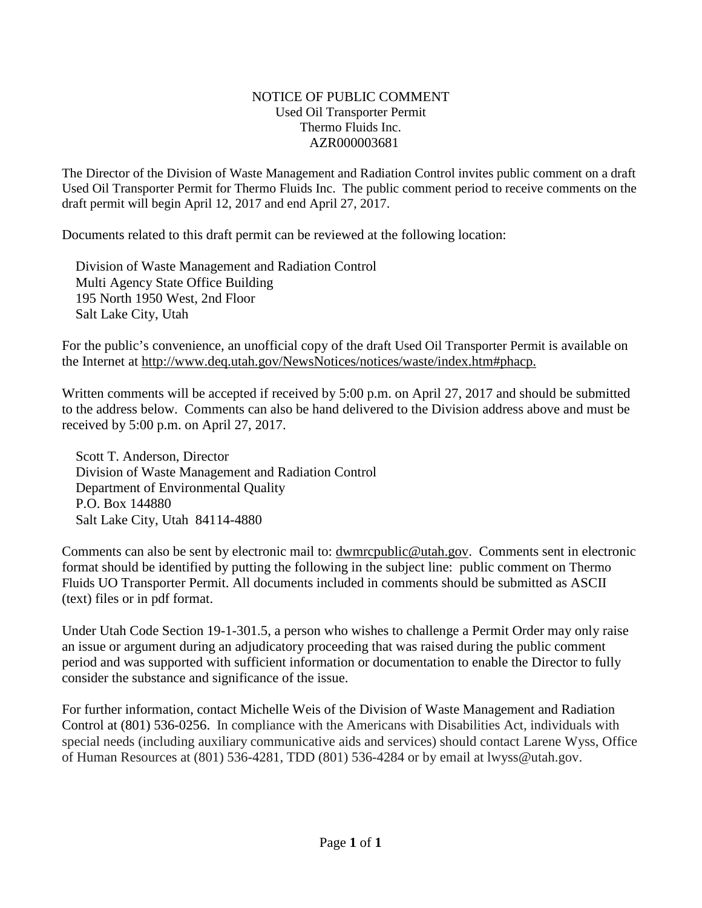# NOTICE OF PUBLIC COMMENT

## Used Oil Transporter Permit
## Thermo Fluids Inc.
## AZR000003681

The Director of the Division of Waste Management and Radiation Control invites public comment on a draft Used Oil Transporter Permit for Thermo Fluids Inc. The public comment period to receive comments on the draft permit will begin April 12, 2017 and end April 27, 2017.

Documents related to this draft permit can be reviewed at the following location:

Division of Waste Management and Radiation Control
Multi Agency State Office Building
195 North 1950 West, 2nd Floor
Salt Lake City, Utah

For the public's convenience, an unofficial copy of the draft Used Oil Transporter Permit is available on the Internet at http://www.deq.utah.gov/NewsNotices/notices/waste/index.htm#phacp.

Written comments will be accepted if received by 5:00 p.m. on April 27, 2017 and should be submitted to the address below. Comments can also be hand delivered to the Division address above and must be received by 5:00 p.m. on April 27, 2017.

Scott T. Anderson, Director
Division of Waste Management and Radiation Control
Department of Environmental Quality
P.O. Box 144880
Salt Lake City, Utah 84114-4880

Comments can also be sent by electronic mail to: dwmrcpublic@utah.gov. Comments sent in electronic format should be identified by putting the following in the subject line: public comment on Thermo Fluids UO Transporter Permit. All documents included in comments should be submitted as ASCII (text) files or in pdf format.

Under Utah Code Section 19-1-301.5, a person who wishes to challenge a Permit Order may only raise an issue or argument during an adjudicatory proceeding that was raised during the public comment period and was supported with sufficient information or documentation to enable the Director to fully consider the substance and significance of the issue.

For further information, contact Michelle Weis of the Division of Waste Management and Radiation Control at (801) 536-0256. In compliance with the Americans with Disabilities Act, individuals with special needs (including auxiliary communicative aids and services) should contact Larene Wyss, Office of Human Resources at (801) 536-4281, TDD (801) 536-4284 or by email at lwyss@utah.gov.